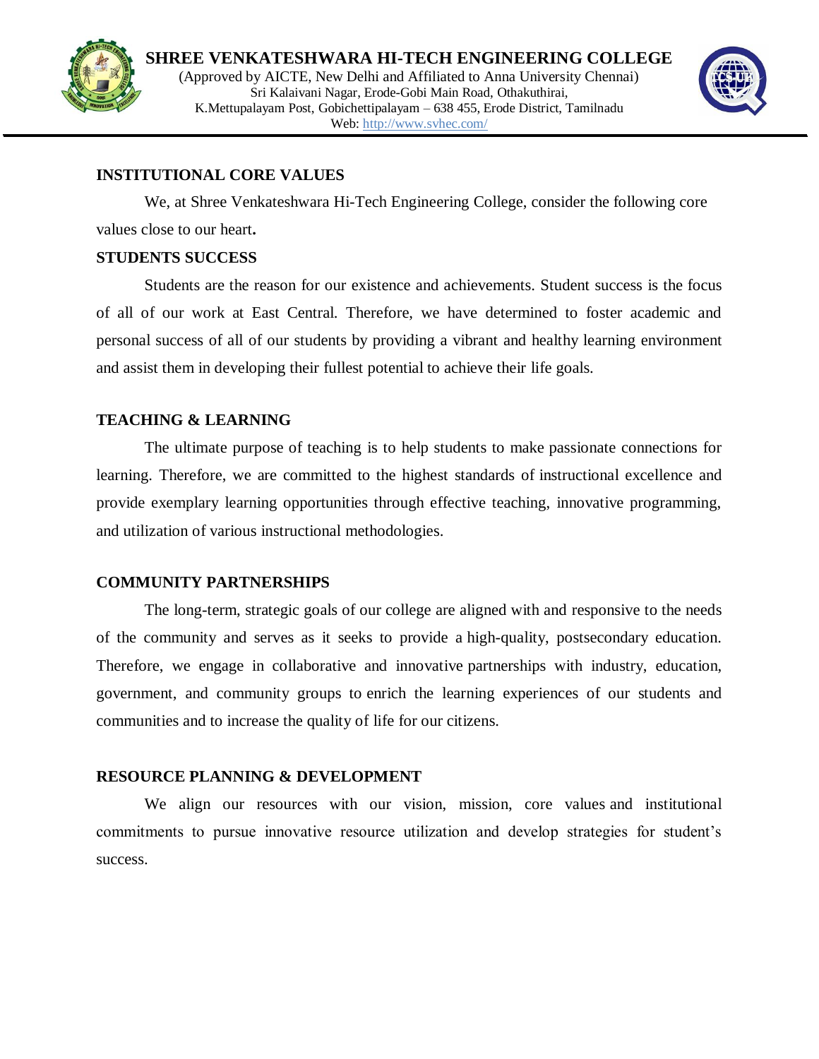# SHREE VENKATESHWARA HI-TECH ENGINEERING COLLEGE

(Approved by AICTE, New Delhi and Affiliated to Anna University Chennai)
Sri Kalaivani Nagar, Erode-Gobi Main Road, Othakuthirai,
K.Mettupalayam Post, Gobichettipalayam – 638 455, Erode District, Tamilnadu
Web: http://www.svhec.com/

## INSTITUTIONAL CORE VALUES

We, at Shree Venkateshwara Hi-Tech Engineering College, consider the following core values close to our heart**.**

### STUDENTS SUCCESS

Students are the reason for our existence and achievements. Student success is the focus of all of our work at East Central. Therefore, we have determined to foster academic and personal success of all of our students by providing a vibrant and healthy learning environment and assist them in developing their fullest potential to achieve their life goals.

### TEACHING & LEARNING

The ultimate purpose of teaching is to help students to make passionate connections for learning. Therefore, we are committed to the highest standards of instructional excellence and provide exemplary learning opportunities through effective teaching, innovative programming, and utilization of various instructional methodologies.

### COMMUNITY PARTNERSHIPS

The long-term, strategic goals of our college are aligned with and responsive to the needs of the community and serves as it seeks to provide a high-quality, postsecondary education. Therefore, we engage in collaborative and innovative partnerships with industry, education, government, and community groups to enrich the learning experiences of our students and communities and to increase the quality of life for our citizens.

### RESOURCE PLANNING & DEVELOPMENT

We align our resources with our vision, mission, core values and institutional commitments to pursue innovative resource utilization and develop strategies for student's success.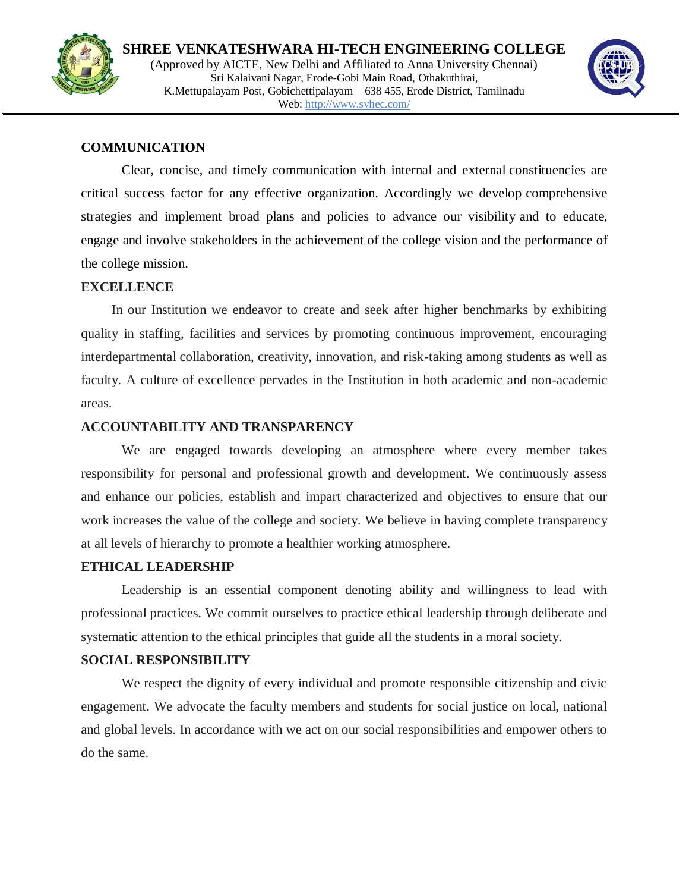## COMMUNICATION

Clear, concise, and timely communication with internal and external constituencies are critical success factor for any effective organization. Accordingly we develop comprehensive strategies and implement broad plans and policies to advance our visibility and to educate, engage and involve stakeholders in the achievement of the college vision and the performance of the college mission.

## EXCELLENCE

In our Institution we endeavor to create and seek after higher benchmarks by exhibiting quality in staffing, facilities and services by promoting continuous improvement, encouraging interdepartmental collaboration, creativity, innovation, and risk-taking among students as well as faculty. A culture of excellence pervades in the Institution in both academic and non-academic areas.

## ACCOUNTABILITY AND TRANSPARENCY

We are engaged towards developing an atmosphere where every member takes responsibility for personal and professional growth and development. We continuously assess and enhance our policies, establish and impart characterized and objectives to ensure that our work increases the value of the college and society. We believe in having complete transparency at all levels of hierarchy to promote a healthier working atmosphere.

## ETHICAL LEADERSHIP

Leadership is an essential component denoting ability and willingness to lead with professional practices. We commit ourselves to practice ethical leadership through deliberate and systematic attention to the ethical principles that guide all the students in a moral society.

## SOCIAL RESPONSIBILITY

We respect the dignity of every individual and promote responsible citizenship and civic engagement. We advocate the faculty members and students for social justice on local, national and global levels. In accordance with we act on our social responsibilities and empower others to do the same.